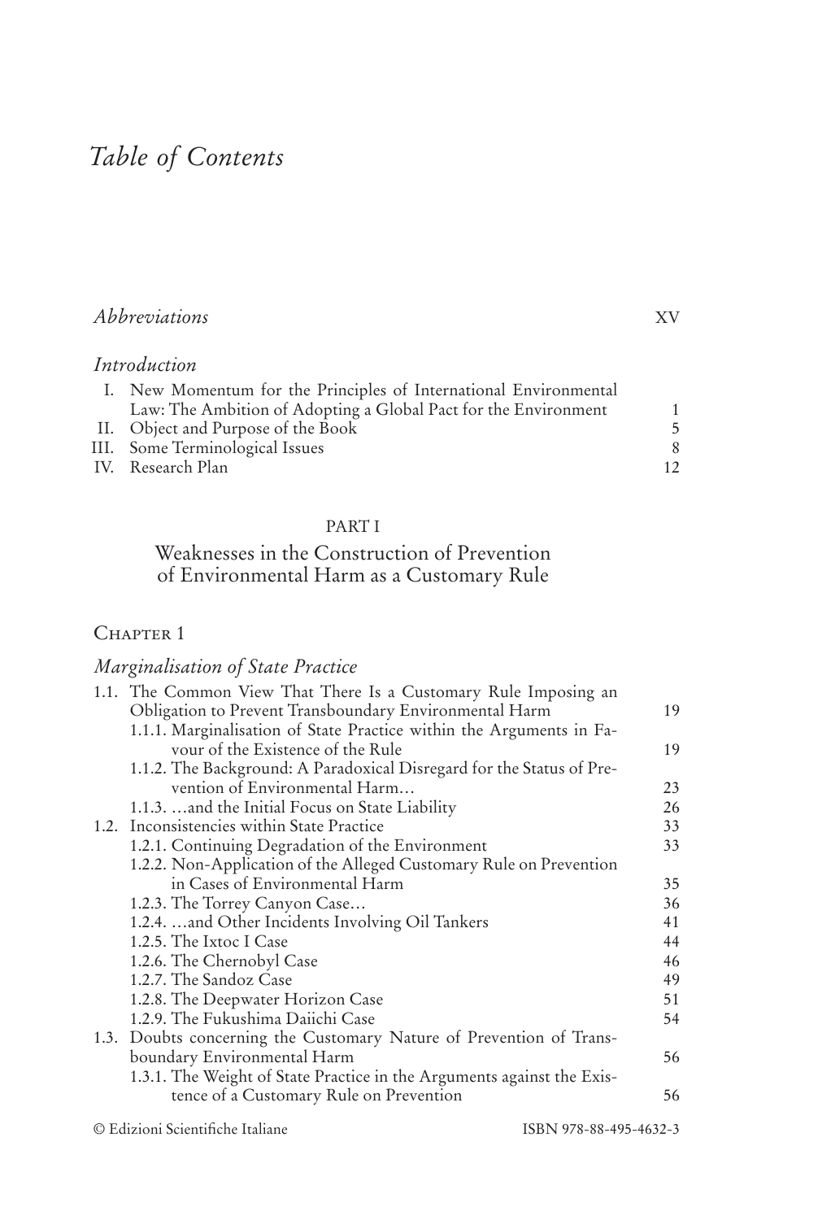# *Table of Contents*

*Abbreviations* XV

*Introduction*

I. New Momentum for the Principles of International Environmental Law: The Ambition of Adopting a Global Pact for the Environment 1
II. Object and Purpose of the Book 5
III. Some Terminological Issues 8
IV. Research Plan 12

## PART I

## Weaknesses in the Construction of Prevention of Environmental Harm as a Customary Rule

### Chapter 1

### *Marginalisation of State Practice*

1.1. The Common View That There Is a Customary Rule Imposing an Obligation to Prevent Transboundary Environmental Harm 19
  1.1.1. Marginalisation of State Practice within the Arguments in Favour of the Existence of the Rule 19
  1.1.2. The Background: A Paradoxical Disregard for the Status of Prevention of Environmental Harm… 23
  1.1.3. …and the Initial Focus on State Liability 26
1.2. Inconsistencies within State Practice 33
  1.2.1. Continuing Degradation of the Environment 33
  1.2.2. Non-Application of the Alleged Customary Rule on Prevention in Cases of Environmental Harm 35
  1.2.3. The Torrey Canyon Case… 36
  1.2.4. …and Other Incidents Involving Oil Tankers 41
  1.2.5. The Ixtoc I Case 44
  1.2.6. The Chernobyl Case 46
  1.2.7. The Sandoz Case 49
  1.2.8. The Deepwater Horizon Case 51
  1.2.9. The Fukushima Daiichi Case 54
1.3. Doubts concerning the Customary Nature of Prevention of Transboundary Environmental Harm 56
  1.3.1. The Weight of State Practice in the Arguments against the Existence of a Customary Rule on Prevention 56

© Edizioni Scientifiche Italiane ISBN 978-88-495-4632-3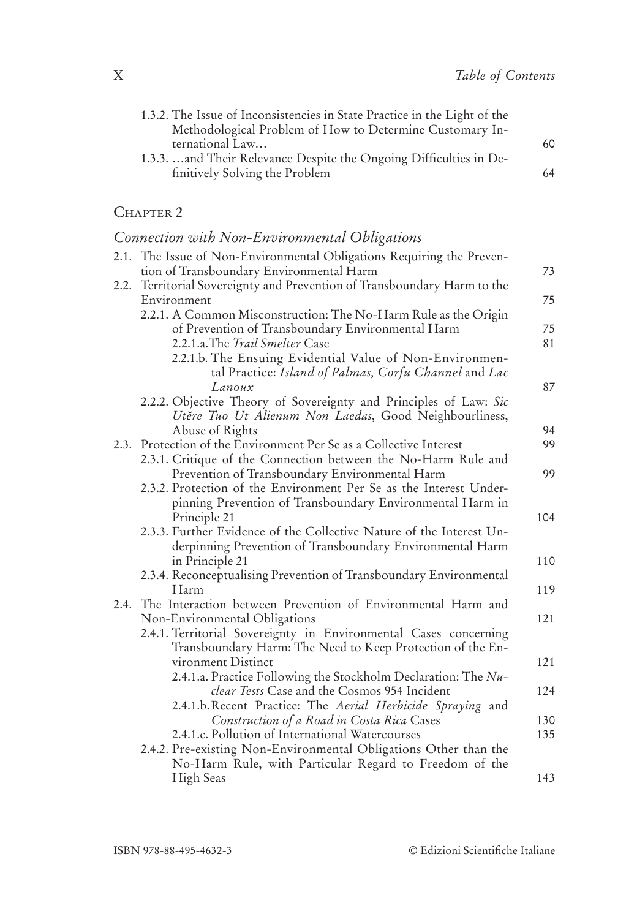1.3.2. The Issue of Inconsistencies in State Practice in the Light of the Methodological Problem of How to Determine Customary International Law… 60
1.3.3. …and Their Relevance Despite the Ongoing Difficulties in Definitively Solving the Problem 64

## Chapter 2

## *Connection with Non-Environmental Obligations*

2.1. The Issue of Non-Environmental Obligations Requiring the Prevention of Transboundary Environmental Harm 73
2.2. Territorial Sovereignty and Prevention of Transboundary Harm to the Environment 75
2.2.1. A Common Misconstruction: The No-Harm Rule as the Origin of Prevention of Transboundary Environmental Harm 75
2.2.1.a. The *Trail Smelter* Case 81
2.2.1.b. The Ensuing Evidential Value of Non-Environmental Practice: *Island of Palmas, Corfu Channel* and *Lac Lanoux* 87
2.2.2. Objective Theory of Sovereignty and Principles of Law: *Sic Utĕre Tuo Ut Alienum Non Laedas*, Good Neighbourliness, Abuse of Rights 94
2.3. Protection of the Environment Per Se as a Collective Interest 99
2.3.1. Critique of the Connection between the No-Harm Rule and Prevention of Transboundary Environmental Harm 99
2.3.2. Protection of the Environment Per Se as the Interest Underpinning Prevention of Transboundary Environmental Harm in Principle 21 104
2.3.3. Further Evidence of the Collective Nature of the Interest Underpinning Prevention of Transboundary Environmental Harm in Principle 21 110
2.3.4. Reconceptualising Prevention of Transboundary Environmental Harm 119
2.4. The Interaction between Prevention of Environmental Harm and Non-Environmental Obligations 121
2.4.1. Territorial Sovereignty in Environmental Cases concerning Transboundary Harm: The Need to Keep Protection of the Environment Distinct 121
2.4.1.a. Practice Following the Stockholm Declaration: The *Nuclear Tests* Case and the Cosmos 954 Incident 124
2.4.1.b. Recent Practice: The *Aerial Herbicide Spraying* and *Construction of a Road in Costa Rica* Cases 130
2.4.1.c. Pollution of International Watercourses 135
2.4.2. Pre-existing Non-Environmental Obligations Other than the No-Harm Rule, with Particular Regard to Freedom of the High Seas 143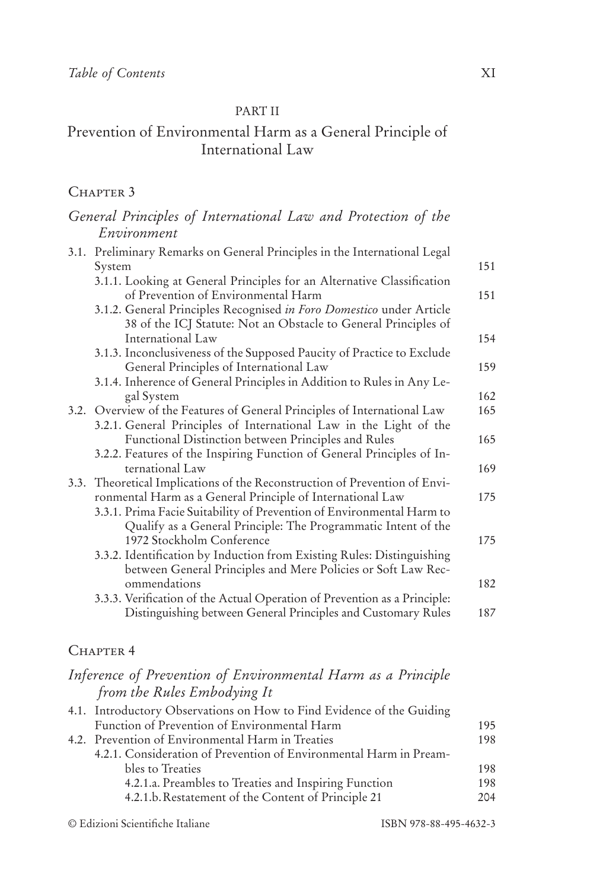PART II

# Prevention of Environmental Harm as a General Principle of International Law

## Chapter 3

### *General Principles of International Law and Protection of the Environment*

| | | |
|---|---|---|
| 3.1. | Preliminary Remarks on General Principles in the International Legal System | 151 |
| | 3.1.1. Looking at General Principles for an Alternative Classification of Prevention of Environmental Harm | 151 |
| | 3.1.2. General Principles Recognised *in Foro Domestico* under Article 38 of the ICJ Statute: Not an Obstacle to General Principles of International Law | 154 |
| | 3.1.3. Inconclusiveness of the Supposed Paucity of Practice to Exclude General Principles of International Law | 159 |
| | 3.1.4. Inherence of General Principles in Addition to Rules in Any Legal System | 162 |
| 3.2. | Overview of the Features of General Principles of International Law | 165 |
| | 3.2.1. General Principles of International Law in the Light of the Functional Distinction between Principles and Rules | 165 |
| | 3.2.2. Features of the Inspiring Function of General Principles of International Law | 169 |
| 3.3. | Theoretical Implications of the Reconstruction of Prevention of Environmental Harm as a General Principle of International Law | 175 |
| | 3.3.1. Prima Facie Suitability of Prevention of Environmental Harm to Qualify as a General Principle: The Programmatic Intent of the 1972 Stockholm Conference | 175 |
| | 3.3.2. Identification by Induction from Existing Rules: Distinguishing between General Principles and Mere Policies or Soft Law Recommendations | 182 |
| | 3.3.3. Verification of the Actual Operation of Prevention as a Principle: Distinguishing between General Principles and Customary Rules | 187 |

## Chapter 4

### *Inference of Prevention of Environmental Harm as a Principle from the Rules Embodying It*

| | | |
|---|---|---|
| 4.1. | Introductory Observations on How to Find Evidence of the Guiding Function of Prevention of Environmental Harm | 195 |
| 4.2. | Prevention of Environmental Harm in Treaties | 198 |
| | 4.2.1. Consideration of Prevention of Environmental Harm in Preambles to Treaties | 198 |
| | 4.2.1.a. Preambles to Treaties and Inspiring Function | 198 |
| | 4.2.1.b. Restatement of the Content of Principle 21 | 204 |

© Edizioni Scientifiche Italiane ISBN 978-88-495-4632-3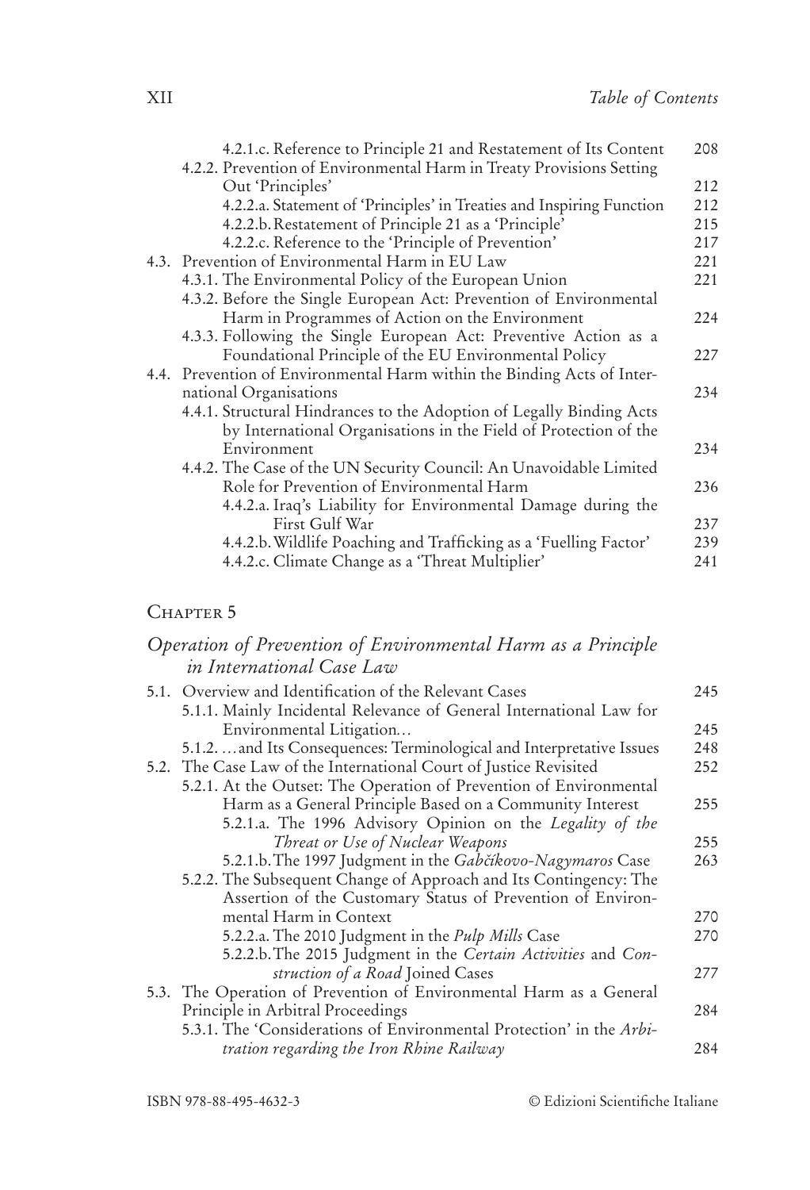4.2.1.c. Reference to Principle 21 and Restatement of Its Content 208

4.2.2. Prevention of Environmental Harm in Treaty Provisions Setting Out 'Principles' 212

4.2.2.a. Statement of 'Principles' in Treaties and Inspiring Function 212

4.2.2.b. Restatement of Principle 21 as a 'Principle' 215

4.2.2.c. Reference to the 'Principle of Prevention' 217

4.3. Prevention of Environmental Harm in EU Law 221

4.3.1. The Environmental Policy of the European Union 221

4.3.2. Before the Single European Act: Prevention of Environmental Harm in Programmes of Action on the Environment 224

4.3.3. Following the Single European Act: Preventive Action as a Foundational Principle of the EU Environmental Policy 227

4.4. Prevention of Environmental Harm within the Binding Acts of International Organisations 234

4.4.1. Structural Hindrances to the Adoption of Legally Binding Acts by International Organisations in the Field of Protection of the Environment 234

4.4.2. The Case of the UN Security Council: An Unavoidable Limited Role for Prevention of Environmental Harm 236

4.4.2.a. Iraq's Liability for Environmental Damage during the First Gulf War 237

4.4.2.b. Wildlife Poaching and Trafficking as a 'Fuelling Factor' 239

4.4.2.c. Climate Change as a 'Threat Multiplier' 241

## Chapter 5

### *Operation of Prevention of Environmental Harm as a Principle in International Case Law*

5.1. Overview and Identification of the Relevant Cases 245

5.1.1. Mainly Incidental Relevance of General International Law for Environmental Litigation… 245

5.1.2. …and Its Consequences: Terminological and Interpretative Issues 248

5.2. The Case Law of the International Court of Justice Revisited 252

5.2.1. At the Outset: The Operation of Prevention of Environmental Harm as a General Principle Based on a Community Interest 255

5.2.1.a. The 1996 Advisory Opinion on the *Legality of the Threat or Use of Nuclear Weapons* 255

5.2.1.b. The 1997 Judgment in the *Gabčíkovo-Nagymaros* Case 263

5.2.2. The Subsequent Change of Approach and Its Contingency: The Assertion of the Customary Status of Prevention of Environmental Harm in Context 270

5.2.2.a. The 2010 Judgment in the *Pulp Mills* Case 270

5.2.2.b. The 2015 Judgment in the *Certain Activities* and *Construction of a Road* Joined Cases 277

5.3. The Operation of Prevention of Environmental Harm as a General Principle in Arbitral Proceedings 284

5.3.1. The 'Considerations of Environmental Protection' in the *Arbitration regarding the Iron Rhine Railway* 284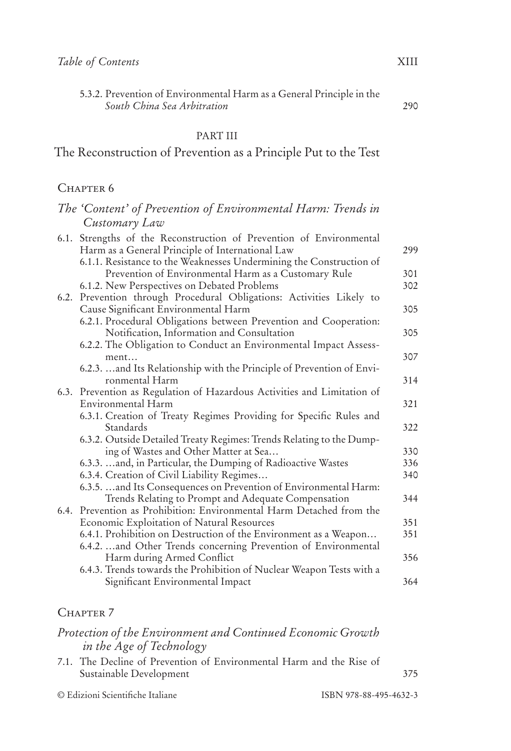5.3.2. Prevention of Environmental Harm as a General Principle in the *South China Sea Arbitration* 290

PART III

# The Reconstruction of Prevention as a Principle Put to the Test

## Chapter 6

## *The 'Content' of Prevention of Environmental Harm: Trends in Customary Law*

6.1. Strengths of the Reconstruction of Prevention of Environmental Harm as a General Principle of International Law 299
- 6.1.1. Resistance to the Weaknesses Undermining the Construction of Prevention of Environmental Harm as a Customary Rule 301
- 6.1.2. New Perspectives on Debated Problems 302

6.2. Prevention through Procedural Obligations: Activities Likely to Cause Significant Environmental Harm 305
- 6.2.1. Procedural Obligations between Prevention and Cooperation: Notification, Information and Consultation 305
- 6.2.2. The Obligation to Conduct an Environmental Impact Assessment… 307
- 6.2.3. …and Its Relationship with the Principle of Prevention of Environmental Harm 314

6.3. Prevention as Regulation of Hazardous Activities and Limitation of Environmental Harm 321
- 6.3.1. Creation of Treaty Regimes Providing for Specific Rules and Standards 322
- 6.3.2. Outside Detailed Treaty Regimes: Trends Relating to the Dumping of Wastes and Other Matter at Sea… 330
- 6.3.3. …and, in Particular, the Dumping of Radioactive Wastes 336
- 6.3.4. Creation of Civil Liability Regimes… 340
- 6.3.5. …and Its Consequences on Prevention of Environmental Harm: Trends Relating to Prompt and Adequate Compensation 344

6.4. Prevention as Prohibition: Environmental Harm Detached from the Economic Exploitation of Natural Resources 351
- 6.4.1. Prohibition on Destruction of the Environment as a Weapon… 351
- 6.4.2. …and Other Trends concerning Prevention of Environmental Harm during Armed Conflict 356
- 6.4.3. Trends towards the Prohibition of Nuclear Weapon Tests with a Significant Environmental Impact 364

## Chapter 7

## *Protection of the Environment and Continued Economic Growth in the Age of Technology*

7.1. The Decline of Prevention of Environmental Harm and the Rise of Sustainable Development 375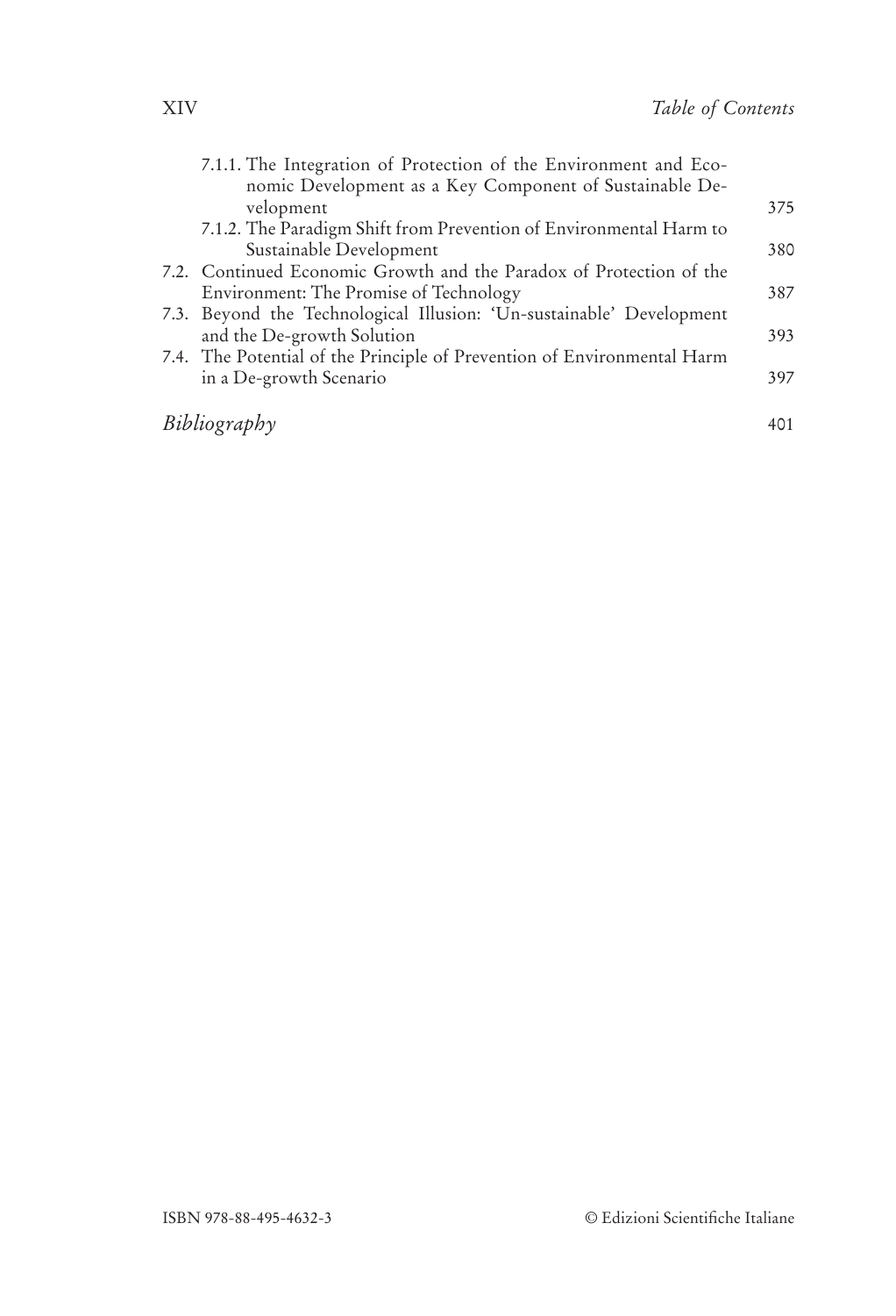7.1.1. The Integration of Protection of the Environment and Economic Development as a Key Component of Sustainable Development 375

7.1.2. The Paradigm Shift from Prevention of Environmental Harm to Sustainable Development 380

7.2. Continued Economic Growth and the Paradox of Protection of the Environment: The Promise of Technology 387

7.3. Beyond the Technological Illusion: 'Un-sustainable' Development and the De-growth Solution 393

7.4. The Potential of the Principle of Prevention of Environmental Harm in a De-growth Scenario 397

*Bibliography* 401

ISBN 978-88-495-4632-3 © Edizioni Scientifiche Italiane